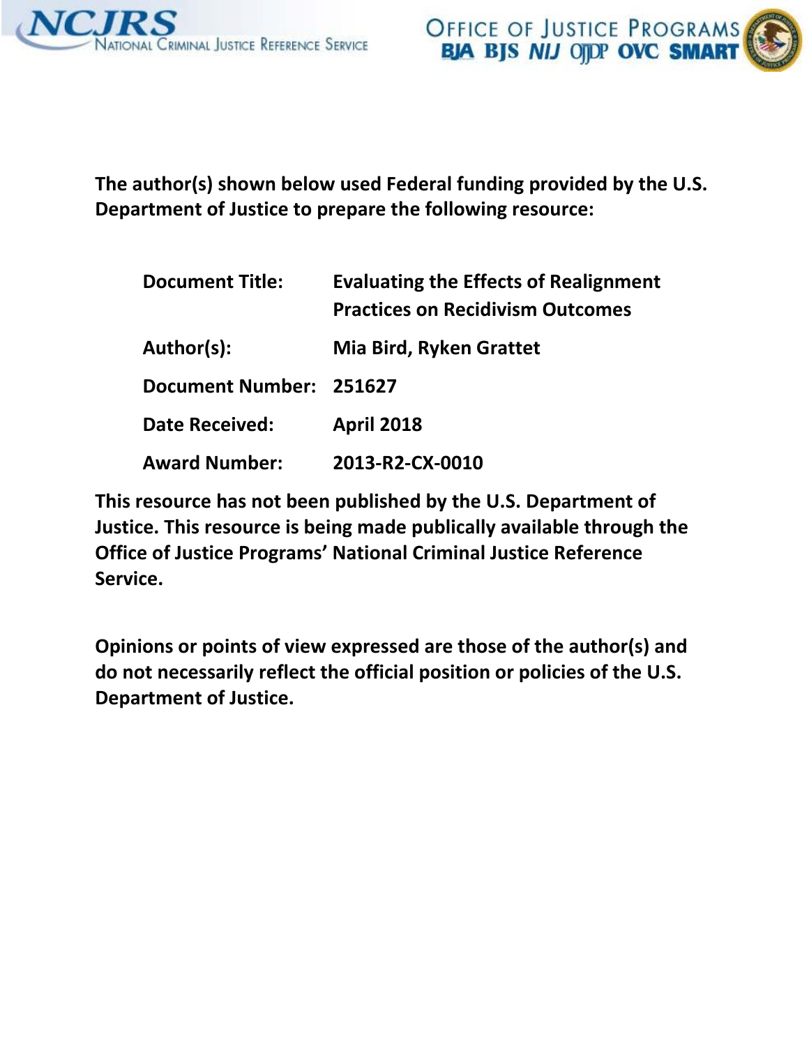**The author(s) shown below used Federal funding provided by the U.S. Department of Justice to prepare the following resource:**

| | |
|---|---|
| **Document Title:** | **Evaluating the Effects of Realignment Practices on Recidivism Outcomes** |
| **Author(s):** | **Mia Bird, Ryken Grattet** |
| **Document Number:** | **251627** |
| **Date Received:** | **April 2018** |
| **Award Number:** | **2013-R2-CX-0010** |

**This resource has not been published by the U.S. Department of Justice. This resource is being made publically available through the Office of Justice Programs' National Criminal Justice Reference Service.**

**Opinions or points of view expressed are those of the author(s) and do not necessarily reflect the official position or policies of the U.S. Department of Justice.**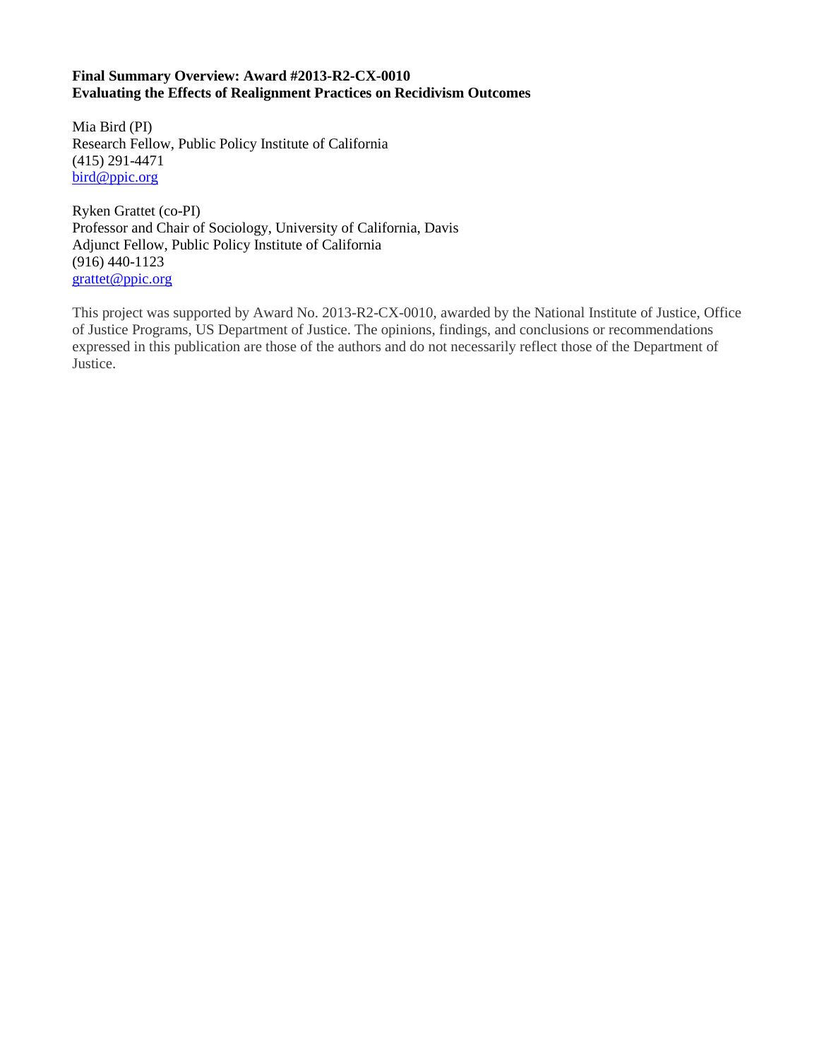**Final Summary Overview: Award #2013-R2-CX-0010**
**Evaluating the Effects of Realignment Practices on Recidivism Outcomes**

Mia Bird (PI)
Research Fellow, Public Policy Institute of California
(415) 291-4471
bird@ppic.org

Ryken Grattet (co-PI)
Professor and Chair of Sociology, University of California, Davis
Adjunct Fellow, Public Policy Institute of California
(916) 440-1123
grattet@ppic.org

This project was supported by Award No. 2013-R2-CX-0010, awarded by the National Institute of Justice, Office of Justice Programs, US Department of Justice. The opinions, findings, and conclusions or recommendations expressed in this publication are those of the authors and do not necessarily reflect those of the Department of Justice.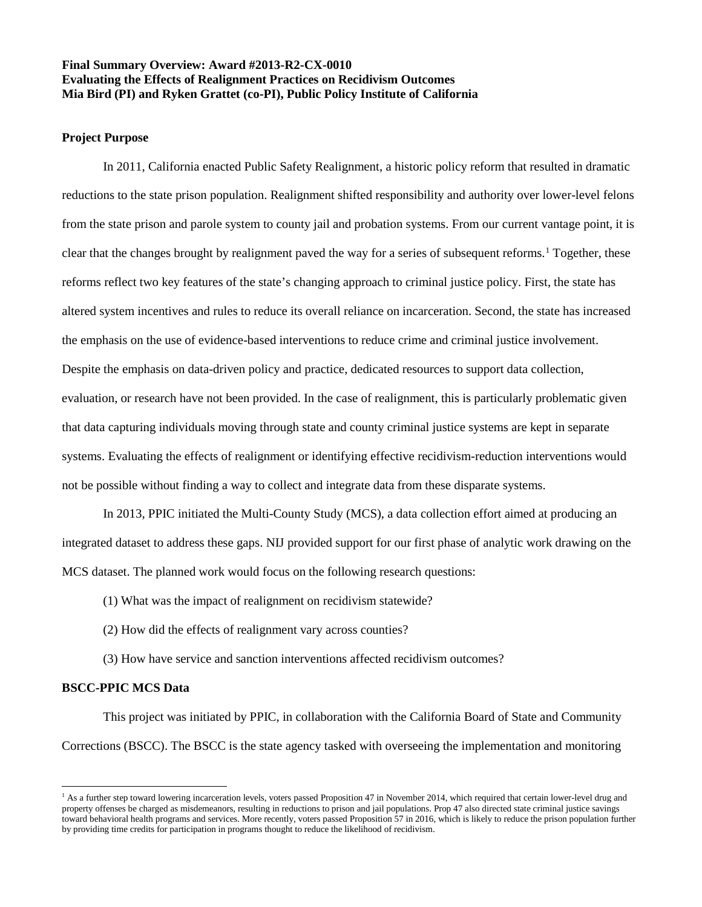**Final Summary Overview: Award #2013-R2-CX-0010**
**Evaluating the Effects of Realignment Practices on Recidivism Outcomes**
**Mia Bird (PI) and Ryken Grattet (co-PI), Public Policy Institute of California**

**Project Purpose**

In 2011, California enacted Public Safety Realignment, a historic policy reform that resulted in dramatic reductions to the state prison population. Realignment shifted responsibility and authority over lower-level felons from the state prison and parole system to county jail and probation systems. From our current vantage point, it is clear that the changes brought by realignment paved the way for a series of subsequent reforms.[1] Together, these reforms reflect two key features of the state's changing approach to criminal justice policy. First, the state has altered system incentives and rules to reduce its overall reliance on incarceration. Second, the state has increased the emphasis on the use of evidence-based interventions to reduce crime and criminal justice involvement. Despite the emphasis on data-driven policy and practice, dedicated resources to support data collection, evaluation, or research have not been provided. In the case of realignment, this is particularly problematic given that data capturing individuals moving through state and county criminal justice systems are kept in separate systems. Evaluating the effects of realignment or identifying effective recidivism-reduction interventions would not be possible without finding a way to collect and integrate data from these disparate systems.

In 2013, PPIC initiated the Multi-County Study (MCS), a data collection effort aimed at producing an integrated dataset to address these gaps. NIJ provided support for our first phase of analytic work drawing on the MCS dataset. The planned work would focus on the following research questions:

(1) What was the impact of realignment on recidivism statewide?

(2) How did the effects of realignment vary across counties?

(3) How have service and sanction interventions affected recidivism outcomes?

**BSCC-PPIC MCS Data**

This project was initiated by PPIC, in collaboration with the California Board of State and Community Corrections (BSCC). The BSCC is the state agency tasked with overseeing the implementation and monitoring

[1] As a further step toward lowering incarceration levels, voters passed Proposition 47 in November 2014, which required that certain lower-level drug and property offenses be charged as misdemeanors, resulting in reductions to prison and jail populations. Prop 47 also directed state criminal justice savings toward behavioral health programs and services. More recently, voters passed Proposition 57 in 2016, which is likely to reduce the prison population further by providing time credits for participation in programs thought to reduce the likelihood of recidivism.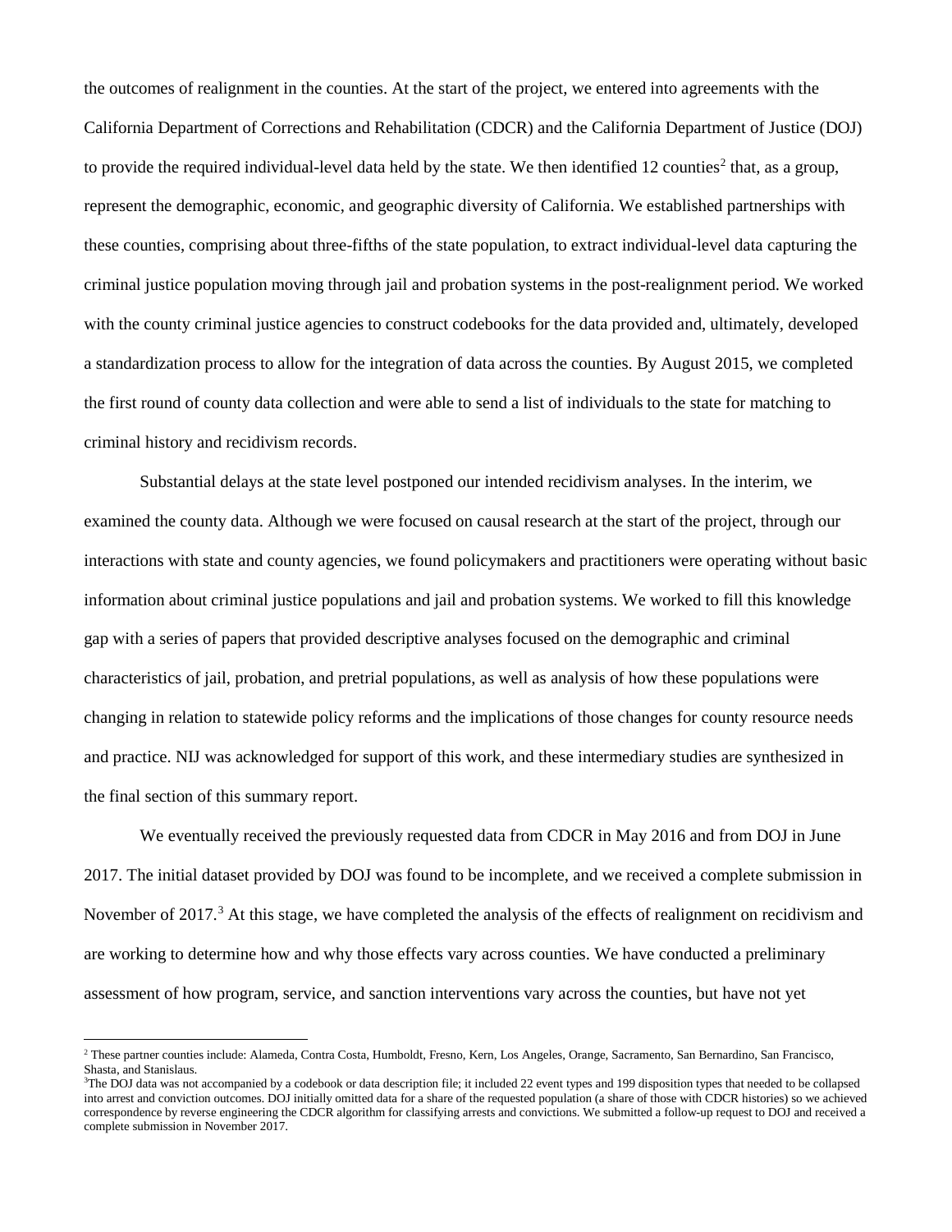the outcomes of realignment in the counties. At the start of the project, we entered into agreements with the California Department of Corrections and Rehabilitation (CDCR) and the California Department of Justice (DOJ) to provide the required individual-level data held by the state. We then identified 12 counties[2] that, as a group, represent the demographic, economic, and geographic diversity of California. We established partnerships with these counties, comprising about three-fifths of the state population, to extract individual-level data capturing the criminal justice population moving through jail and probation systems in the post-realignment period. We worked with the county criminal justice agencies to construct codebooks for the data provided and, ultimately, developed a standardization process to allow for the integration of data across the counties. By August 2015, we completed the first round of county data collection and were able to send a list of individuals to the state for matching to criminal history and recidivism records.

Substantial delays at the state level postponed our intended recidivism analyses. In the interim, we examined the county data. Although we were focused on causal research at the start of the project, through our interactions with state and county agencies, we found policymakers and practitioners were operating without basic information about criminal justice populations and jail and probation systems. We worked to fill this knowledge gap with a series of papers that provided descriptive analyses focused on the demographic and criminal characteristics of jail, probation, and pretrial populations, as well as analysis of how these populations were changing in relation to statewide policy reforms and the implications of those changes for county resource needs and practice. NIJ was acknowledged for support of this work, and these intermediary studies are synthesized in the final section of this summary report.

We eventually received the previously requested data from CDCR in May 2016 and from DOJ in June 2017. The initial dataset provided by DOJ was found to be incomplete, and we received a complete submission in November of 2017.[3] At this stage, we have completed the analysis of the effects of realignment on recidivism and are working to determine how and why those effects vary across counties. We have conducted a preliminary assessment of how program, service, and sanction interventions vary across the counties, but have not yet

---

[2] These partner counties include: Alameda, Contra Costa, Humboldt, Fresno, Kern, Los Angeles, Orange, Sacramento, San Bernardino, San Francisco, Shasta, and Stanislaus.

[3] The DOJ data was not accompanied by a codebook or data description file; it included 22 event types and 199 disposition types that needed to be collapsed into arrest and conviction outcomes. DOJ initially omitted data for a share of the requested population (a share of those with CDCR histories) so we achieved correspondence by reverse engineering the CDCR algorithm for classifying arrests and convictions. We submitted a follow-up request to DOJ and received a complete submission in November 2017.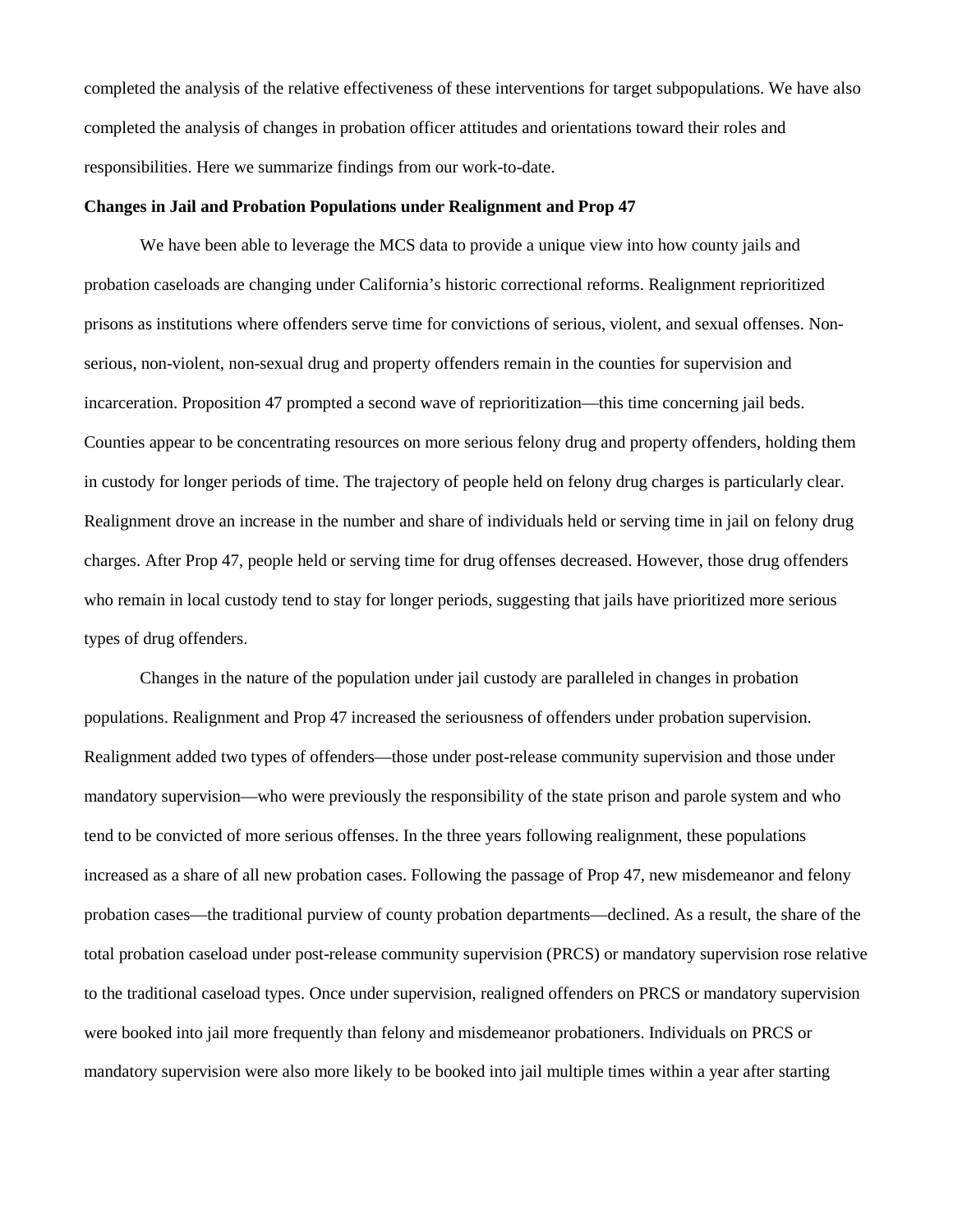completed the analysis of the relative effectiveness of these interventions for target subpopulations. We have also completed the analysis of changes in probation officer attitudes and orientations toward their roles and responsibilities. Here we summarize findings from our work-to-date.

**Changes in Jail and Probation Populations under Realignment and Prop 47**

We have been able to leverage the MCS data to provide a unique view into how county jails and probation caseloads are changing under California's historic correctional reforms. Realignment reprioritized prisons as institutions where offenders serve time for convictions of serious, violent, and sexual offenses. Non-serious, non-violent, non-sexual drug and property offenders remain in the counties for supervision and incarceration. Proposition 47 prompted a second wave of reprioritization—this time concerning jail beds. Counties appear to be concentrating resources on more serious felony drug and property offenders, holding them in custody for longer periods of time. The trajectory of people held on felony drug charges is particularly clear. Realignment drove an increase in the number and share of individuals held or serving time in jail on felony drug charges. After Prop 47, people held or serving time for drug offenses decreased. However, those drug offenders who remain in local custody tend to stay for longer periods, suggesting that jails have prioritized more serious types of drug offenders.

Changes in the nature of the population under jail custody are paralleled in changes in probation populations. Realignment and Prop 47 increased the seriousness of offenders under probation supervision. Realignment added two types of offenders—those under post-release community supervision and those under mandatory supervision—who were previously the responsibility of the state prison and parole system and who tend to be convicted of more serious offenses. In the three years following realignment, these populations increased as a share of all new probation cases. Following the passage of Prop 47, new misdemeanor and felony probation cases—the traditional purview of county probation departments—declined. As a result, the share of the total probation caseload under post-release community supervision (PRCS) or mandatory supervision rose relative to the traditional caseload types. Once under supervision, realigned offenders on PRCS or mandatory supervision were booked into jail more frequently than felony and misdemeanor probationers. Individuals on PRCS or mandatory supervision were also more likely to be booked into jail multiple times within a year after starting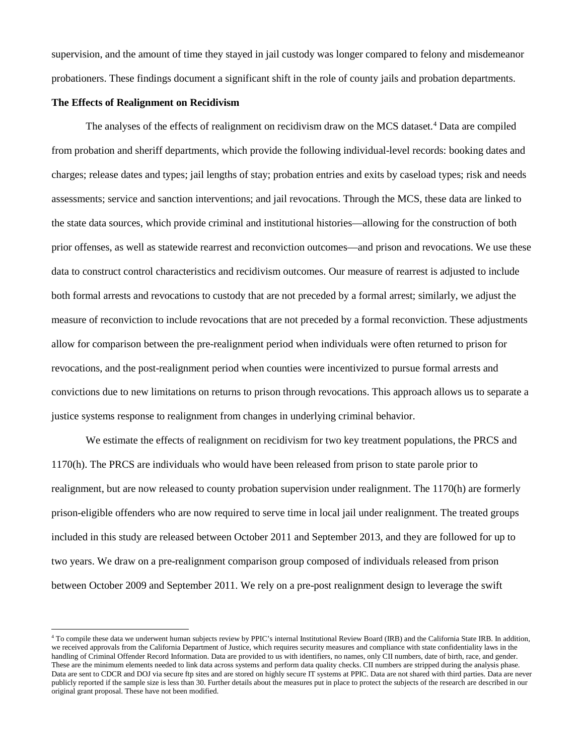supervision, and the amount of time they stayed in jail custody was longer compared to felony and misdemeanor probationers. These findings document a significant shift in the role of county jails and probation departments.

**The Effects of Realignment on Recidivism**

The analyses of the effects of realignment on recidivism draw on the MCS dataset.[4] Data are compiled from probation and sheriff departments, which provide the following individual-level records: booking dates and charges; release dates and types; jail lengths of stay; probation entries and exits by caseload types; risk and needs assessments; service and sanction interventions; and jail revocations. Through the MCS, these data are linked to the state data sources, which provide criminal and institutional histories—allowing for the construction of both prior offenses, as well as statewide rearrest and reconviction outcomes—and prison and revocations. We use these data to construct control characteristics and recidivism outcomes. Our measure of rearrest is adjusted to include both formal arrests and revocations to custody that are not preceded by a formal arrest; similarly, we adjust the measure of reconviction to include revocations that are not preceded by a formal reconviction. These adjustments allow for comparison between the pre-realignment period when individuals were often returned to prison for revocations, and the post-realignment period when counties were incentivized to pursue formal arrests and convictions due to new limitations on returns to prison through revocations. This approach allows us to separate a justice systems response to realignment from changes in underlying criminal behavior.

We estimate the effects of realignment on recidivism for two key treatment populations, the PRCS and 1170(h). The PRCS are individuals who would have been released from prison to state parole prior to realignment, but are now released to county probation supervision under realignment. The 1170(h) are formerly prison-eligible offenders who are now required to serve time in local jail under realignment. The treated groups included in this study are released between October 2011 and September 2013, and they are followed for up to two years. We draw on a pre-realignment comparison group composed of individuals released from prison between October 2009 and September 2011. We rely on a pre-post realignment design to leverage the swift

[4] To compile these data we underwent human subjects review by PPIC's internal Institutional Review Board (IRB) and the California State IRB. In addition, we received approvals from the California Department of Justice, which requires security measures and compliance with state confidentiality laws in the handling of Criminal Offender Record Information. Data are provided to us with identifiers, no names, only CII numbers, date of birth, race, and gender. These are the minimum elements needed to link data across systems and perform data quality checks. CII numbers are stripped during the analysis phase. Data are sent to CDCR and DOJ via secure ftp sites and are stored on highly secure IT systems at PPIC. Data are not shared with third parties. Data are never publicly reported if the sample size is less than 30. Further details about the measures put in place to protect the subjects of the research are described in our original grant proposal. These have not been modified.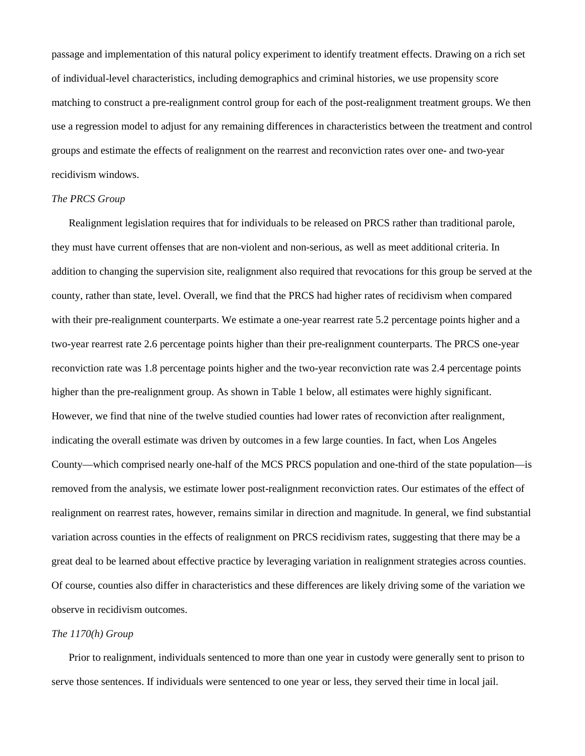passage and implementation of this natural policy experiment to identify treatment effects. Drawing on a rich set of individual-level characteristics, including demographics and criminal histories, we use propensity score matching to construct a pre-realignment control group for each of the post-realignment treatment groups. We then use a regression model to adjust for any remaining differences in characteristics between the treatment and control groups and estimate the effects of realignment on the rearrest and reconviction rates over one- and two-year recidivism windows.

*The PRCS Group*

Realignment legislation requires that for individuals to be released on PRCS rather than traditional parole, they must have current offenses that are non-violent and non-serious, as well as meet additional criteria. In addition to changing the supervision site, realignment also required that revocations for this group be served at the county, rather than state, level. Overall, we find that the PRCS had higher rates of recidivism when compared with their pre-realignment counterparts. We estimate a one-year rearrest rate 5.2 percentage points higher and a two-year rearrest rate 2.6 percentage points higher than their pre-realignment counterparts. The PRCS one-year reconviction rate was 1.8 percentage points higher and the two-year reconviction rate was 2.4 percentage points higher than the pre-realignment group. As shown in Table 1 below, all estimates were highly significant. However, we find that nine of the twelve studied counties had lower rates of reconviction after realignment, indicating the overall estimate was driven by outcomes in a few large counties. In fact, when Los Angeles County—which comprised nearly one-half of the MCS PRCS population and one-third of the state population—is removed from the analysis, we estimate lower post-realignment reconviction rates. Our estimates of the effect of realignment on rearrest rates, however, remains similar in direction and magnitude. In general, we find substantial variation across counties in the effects of realignment on PRCS recidivism rates, suggesting that there may be a great deal to be learned about effective practice by leveraging variation in realignment strategies across counties. Of course, counties also differ in characteristics and these differences are likely driving some of the variation we observe in recidivism outcomes.

*The 1170(h) Group*

Prior to realignment, individuals sentenced to more than one year in custody were generally sent to prison to serve those sentences. If individuals were sentenced to one year or less, they served their time in local jail.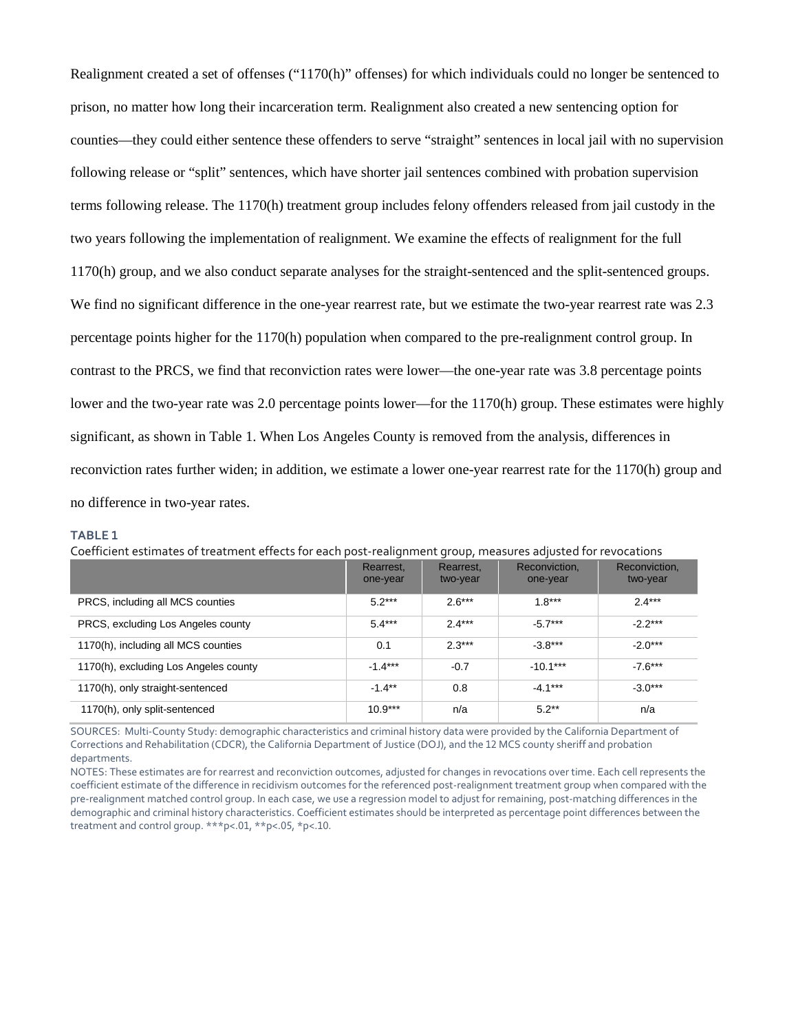Realignment created a set of offenses ("1170(h)" offenses) for which individuals could no longer be sentenced to prison, no matter how long their incarceration term. Realignment also created a new sentencing option for counties—they could either sentence these offenders to serve "straight" sentences in local jail with no supervision following release or "split" sentences, which have shorter jail sentences combined with probation supervision terms following release. The 1170(h) treatment group includes felony offenders released from jail custody in the two years following the implementation of realignment. We examine the effects of realignment for the full 1170(h) group, and we also conduct separate analyses for the straight-sentenced and the split-sentenced groups. We find no significant difference in the one-year rearrest rate, but we estimate the two-year rearrest rate was 2.3 percentage points higher for the 1170(h) population when compared to the pre-realignment control group. In contrast to the PRCS, we find that reconviction rates were lower—the one-year rate was 3.8 percentage points lower and the two-year rate was 2.0 percentage points lower—for the 1170(h) group. These estimates were highly significant, as shown in Table 1. When Los Angeles County is removed from the analysis, differences in reconviction rates further widen; in addition, we estimate a lower one-year rearrest rate for the 1170(h) group and no difference in two-year rates.

**TABLE 1**

Coefficient estimates of treatment effects for each post-realignment group, measures adjusted for revocations

| | Rearrest, one-year | Rearrest, two-year | Reconviction, one-year | Reconviction, two-year |
|---|---|---|---|---|
| PRCS, including all MCS counties | 5.2*** | 2.6*** | 1.8*** | 2.4*** |
| PRCS, excluding Los Angeles county | 5.4*** | 2.4*** | -5.7*** | -2.2*** |
| 1170(h), including all MCS counties | 0.1 | 2.3*** | -3.8*** | -2.0*** |
| 1170(h), excluding Los Angeles county | -1.4*** | -0.7 | -10.1*** | -7.6*** |
| 1170(h), only straight-sentenced | -1.4** | 0.8 | -4.1*** | -3.0*** |
| 1170(h), only split-sentenced | 10.9*** | n/a | 5.2** | n/a |

SOURCES: Multi-County Study: demographic characteristics and criminal history data were provided by the California Department of Corrections and Rehabilitation (CDCR), the California Department of Justice (DOJ), and the 12 MCS county sheriff and probation departments.

NOTES: These estimates are for rearrest and reconviction outcomes, adjusted for changes in revocations over time. Each cell represents the coefficient estimate of the difference in recidivism outcomes for the referenced post-realignment treatment group when compared with the pre-realignment matched control group. In each case, we use a regression model to adjust for remaining, post-matching differences in the demographic and criminal history characteristics. Coefficient estimates should be interpreted as percentage point differences between the treatment and control group. ***p<.01, **p<.05, *p<.10.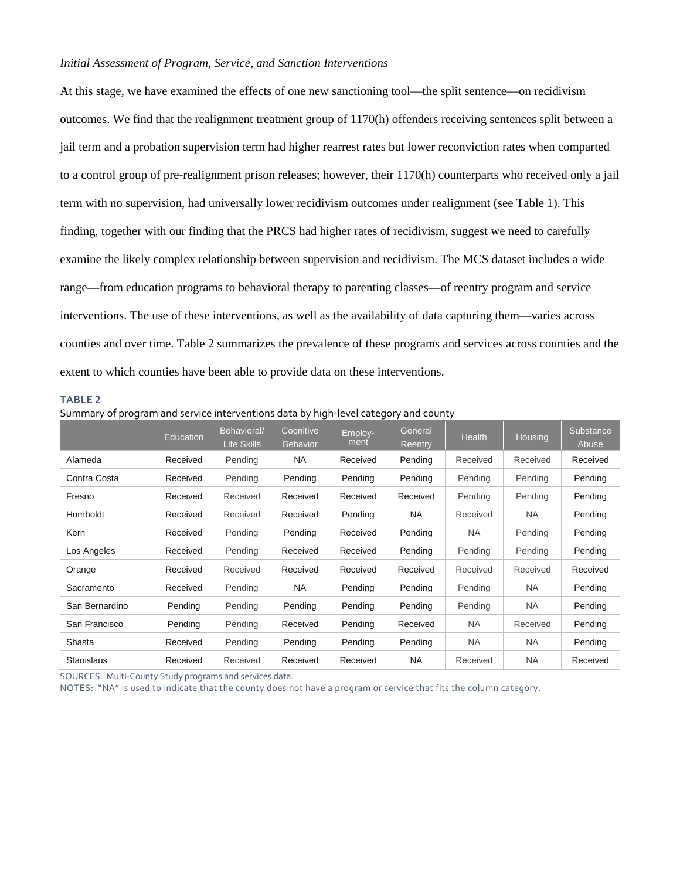*Initial Assessment of Program, Service, and Sanction Interventions*

At this stage, we have examined the effects of one new sanctioning tool—the split sentence—on recidivism outcomes. We find that the realignment treatment group of 1170(h) offenders receiving sentences split between a jail term and a probation supervision term had higher rearrest rates but lower reconviction rates when comparted to a control group of pre-realignment prison releases; however, their 1170(h) counterparts who received only a jail term with no supervision, had universally lower recidivism outcomes under realignment (see Table 1). This finding, together with our finding that the PRCS had higher rates of recidivism, suggest we need to carefully examine the likely complex relationship between supervision and recidivism. The MCS dataset includes a wide range—from education programs to behavioral therapy to parenting classes—of reentry program and service interventions. The use of these interventions, as well as the availability of data capturing them—varies across counties and over time. Table 2 summarizes the prevalence of these programs and services across counties and the extent to which counties have been able to provide data on these interventions.

**TABLE 2**

Summary of program and service interventions data by high-level category and county

| | Education | Behavioral/ Life Skills | Cognitive Behavior | Employ-ment | General Reentry | Health | Housing | Substance Abuse |
|---|---|---|---|---|---|---|---|---|
| Alameda | Received | Pending | NA | Received | Pending | Received | Received | Received |
| Contra Costa | Received | Pending | Pending | Pending | Pending | Pending | Pending | Pending |
| Fresno | Received | Received | Received | Received | Received | Pending | Pending | Pending |
| Humboldt | Received | Received | Received | Pending | NA | Received | NA | Pending |
| Kern | Received | Pending | Pending | Received | Pending | NA | Pending | Pending |
| Los Angeles | Received | Pending | Received | Received | Pending | Pending | Pending | Pending |
| Orange | Received | Received | Received | Received | Received | Received | Received | Received |
| Sacramento | Received | Pending | NA | Pending | Pending | Pending | NA | Pending |
| San Bernardino | Pending | Pending | Pending | Pending | Pending | Pending | NA | Pending |
| San Francisco | Pending | Pending | Received | Pending | Received | NA | Received | Pending |
| Shasta | Received | Pending | Pending | Pending | Pending | NA | NA | Pending |
| Stanislaus | Received | Received | Received | Received | NA | Received | NA | Received |

SOURCES: Multi-County Study programs and services data.

NOTES: "NA" is used to indicate that the county does not have a program or service that fits the column category.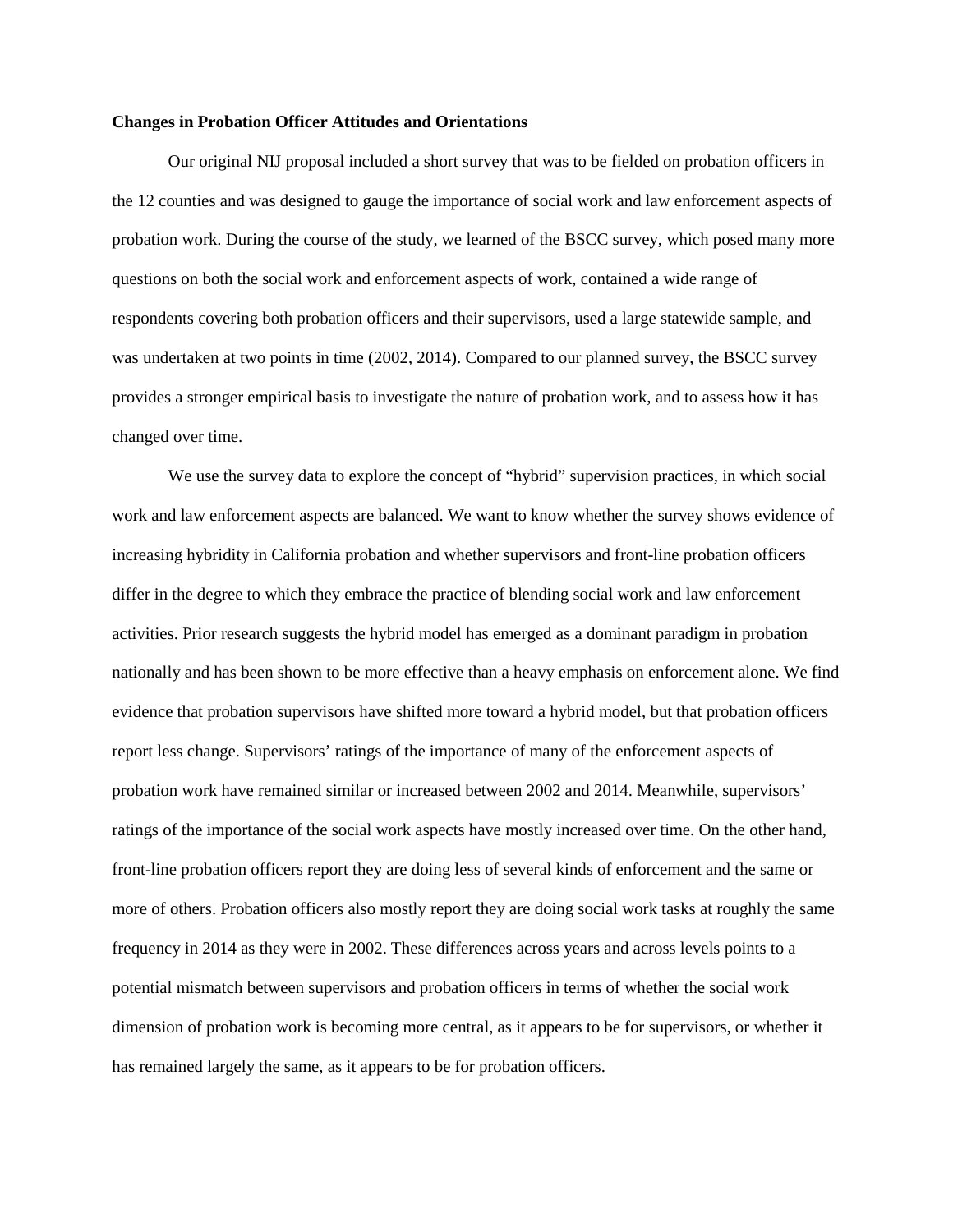**Changes in Probation Officer Attitudes and Orientations**

Our original NIJ proposal included a short survey that was to be fielded on probation officers in the 12 counties and was designed to gauge the importance of social work and law enforcement aspects of probation work. During the course of the study, we learned of the BSCC survey, which posed many more questions on both the social work and enforcement aspects of work, contained a wide range of respondents covering both probation officers and their supervisors, used a large statewide sample, and was undertaken at two points in time (2002, 2014). Compared to our planned survey, the BSCC survey provides a stronger empirical basis to investigate the nature of probation work, and to assess how it has changed over time.

We use the survey data to explore the concept of "hybrid" supervision practices, in which social work and law enforcement aspects are balanced. We want to know whether the survey shows evidence of increasing hybridity in California probation and whether supervisors and front-line probation officers differ in the degree to which they embrace the practice of blending social work and law enforcement activities. Prior research suggests the hybrid model has emerged as a dominant paradigm in probation nationally and has been shown to be more effective than a heavy emphasis on enforcement alone. We find evidence that probation supervisors have shifted more toward a hybrid model, but that probation officers report less change. Supervisors' ratings of the importance of many of the enforcement aspects of probation work have remained similar or increased between 2002 and 2014. Meanwhile, supervisors' ratings of the importance of the social work aspects have mostly increased over time. On the other hand, front-line probation officers report they are doing less of several kinds of enforcement and the same or more of others. Probation officers also mostly report they are doing social work tasks at roughly the same frequency in 2014 as they were in 2002. These differences across years and across levels points to a potential mismatch between supervisors and probation officers in terms of whether the social work dimension of probation work is becoming more central, as it appears to be for supervisors, or whether it has remained largely the same, as it appears to be for probation officers.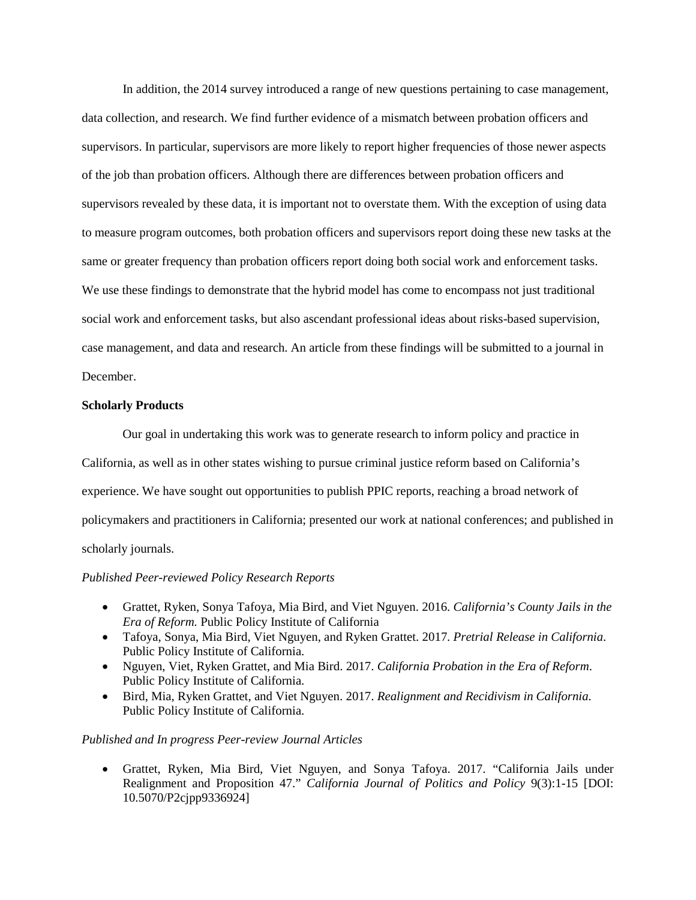In addition, the 2014 survey introduced a range of new questions pertaining to case management, data collection, and research. We find further evidence of a mismatch between probation officers and supervisors. In particular, supervisors are more likely to report higher frequencies of those newer aspects of the job than probation officers. Although there are differences between probation officers and supervisors revealed by these data, it is important not to overstate them. With the exception of using data to measure program outcomes, both probation officers and supervisors report doing these new tasks at the same or greater frequency than probation officers report doing both social work and enforcement tasks. We use these findings to demonstrate that the hybrid model has come to encompass not just traditional social work and enforcement tasks, but also ascendant professional ideas about risks-based supervision, case management, and data and research. An article from these findings will be submitted to a journal in December.

**Scholarly Products**

Our goal in undertaking this work was to generate research to inform policy and practice in California, as well as in other states wishing to pursue criminal justice reform based on California's experience. We have sought out opportunities to publish PPIC reports, reaching a broad network of policymakers and practitioners in California; presented our work at national conferences; and published in scholarly journals.

*Published Peer-reviewed Policy Research Reports*

- Grattet, Ryken, Sonya Tafoya, Mia Bird, and Viet Nguyen. 2016. *California's County Jails in the Era of Reform.* Public Policy Institute of California
- Tafoya, Sonya, Mia Bird, Viet Nguyen, and Ryken Grattet. 2017. *Pretrial Release in California*. Public Policy Institute of California.
- Nguyen, Viet, Ryken Grattet, and Mia Bird. 2017. *California Probation in the Era of Reform*. Public Policy Institute of California.
- Bird, Mia, Ryken Grattet, and Viet Nguyen. 2017. *Realignment and Recidivism in California*. Public Policy Institute of California.

*Published and In progress Peer-review Journal Articles*

- Grattet, Ryken, Mia Bird, Viet Nguyen, and Sonya Tafoya. 2017. "California Jails under Realignment and Proposition 47." *California Journal of Politics and Policy* 9(3):1-15 [DOI: 10.5070/P2cjpp9336924]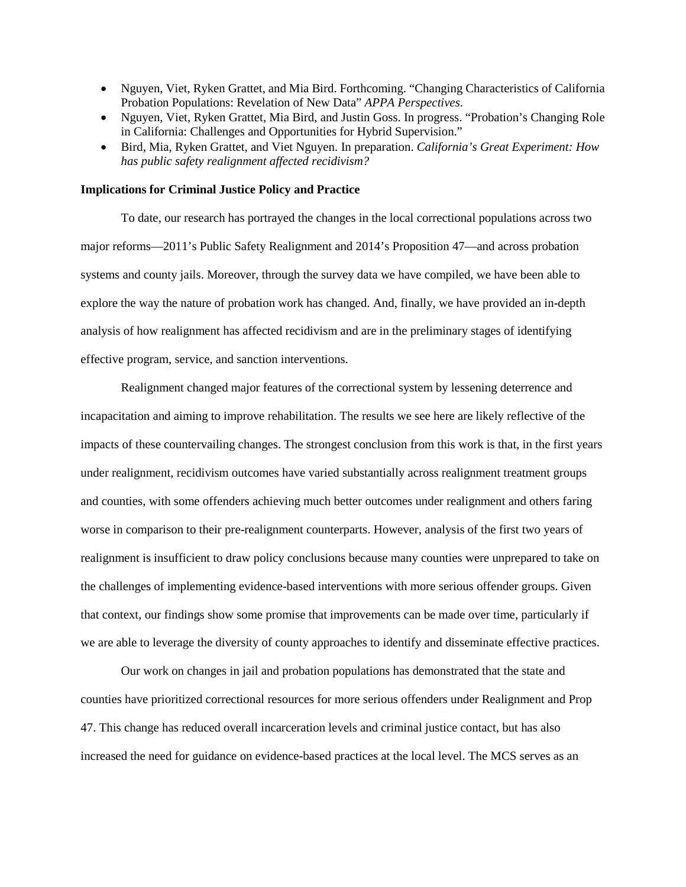- Nguyen, Viet, Ryken Grattet, and Mia Bird. Forthcoming. "Changing Characteristics of California Probation Populations: Revelation of New Data" *APPA Perspectives*.
- Nguyen, Viet, Ryken Grattet, Mia Bird, and Justin Goss. In progress. "Probation's Changing Role in California: Challenges and Opportunities for Hybrid Supervision."
- Bird, Mia, Ryken Grattet, and Viet Nguyen. In preparation. *California's Great Experiment: How has public safety realignment affected recidivism?*

**Implications for Criminal Justice Policy and Practice**

To date, our research has portrayed the changes in the local correctional populations across two major reforms—2011's Public Safety Realignment and 2014's Proposition 47—and across probation systems and county jails. Moreover, through the survey data we have compiled, we have been able to explore the way the nature of probation work has changed. And, finally, we have provided an in-depth analysis of how realignment has affected recidivism and are in the preliminary stages of identifying effective program, service, and sanction interventions.

Realignment changed major features of the correctional system by lessening deterrence and incapacitation and aiming to improve rehabilitation. The results we see here are likely reflective of the impacts of these countervailing changes. The strongest conclusion from this work is that, in the first years under realignment, recidivism outcomes have varied substantially across realignment treatment groups and counties, with some offenders achieving much better outcomes under realignment and others faring worse in comparison to their pre-realignment counterparts. However, analysis of the first two years of realignment is insufficient to draw policy conclusions because many counties were unprepared to take on the challenges of implementing evidence-based interventions with more serious offender groups. Given that context, our findings show some promise that improvements can be made over time, particularly if we are able to leverage the diversity of county approaches to identify and disseminate effective practices.

Our work on changes in jail and probation populations has demonstrated that the state and counties have prioritized correctional resources for more serious offenders under Realignment and Prop 47. This change has reduced overall incarceration levels and criminal justice contact, but has also increased the need for guidance on evidence-based practices at the local level. The MCS serves as an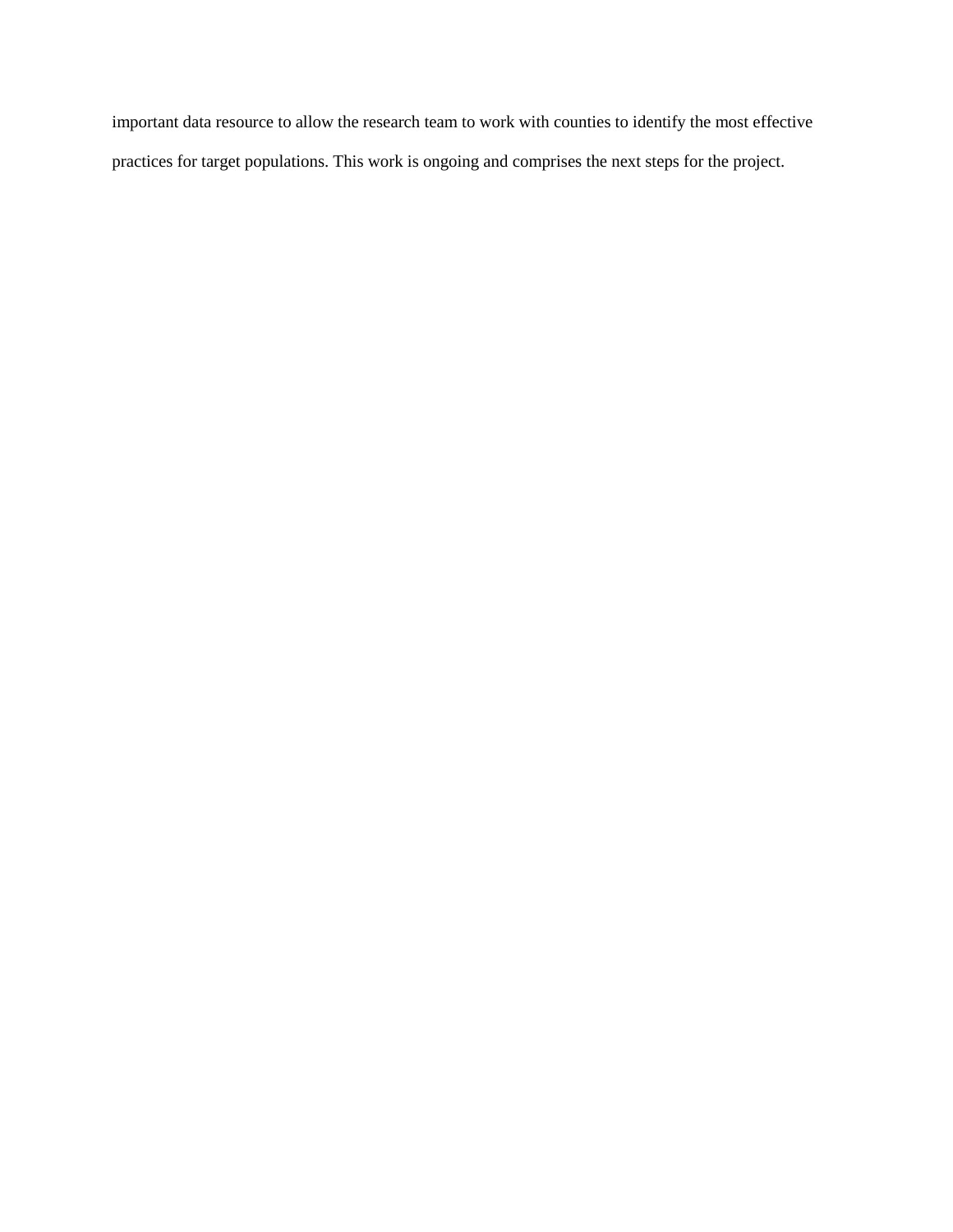important data resource to allow the research team to work with counties to identify the most effective practices for target populations. This work is ongoing and comprises the next steps for the project.